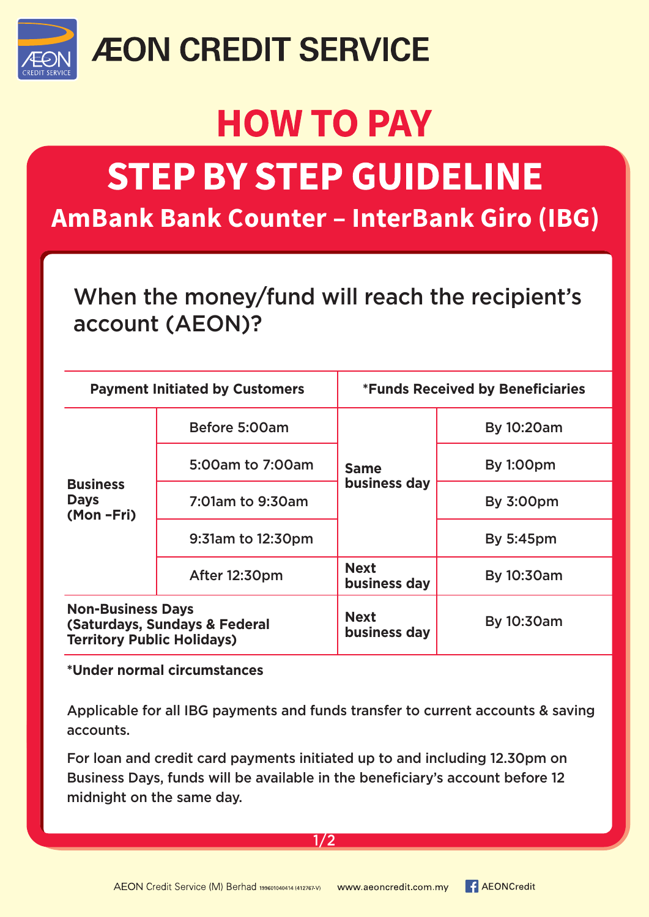# ÆON CREDIT SERVICE

# HOW TO PAY

## STEP BY STEP GUIDELINE

### AmBank Bank Counter – InterBank Giro (IBG)

When the money/fund will reach the recipient's account (AEON)?

| Payment Initiated by Customers | | *Funds Received by Beneficiaries | |
|---|---|---|---|
| **Business Days (Mon –Fri)** | Before 5:00am | **Same business day** | By 10:20am |
| | 5:00am to 7:00am | | By 1:00pm |
| | 7:01am to 9:30am | | By 3:00pm |
| | 9:31am to 12:30pm | | By 5:45pm |
| | After 12:30pm | **Next business day** | By 10:30am |
| **Non-Business Days (Saturdays, Sundays & Federal Territory Public Holidays)** | | **Next business day** | By 10:30am |

**\*Under normal circumstances**

Applicable for all IBG payments and funds transfer to current accounts & saving accounts.

For loan and credit card payments initiated up to and including 12.30pm on Business Days, funds will be available in the beneficiary's account before 12 midnight on the same day.

AEON Credit Service (M) Berhad 199601040414 (412767-V) www.aeoncredit.com.my AEONCredit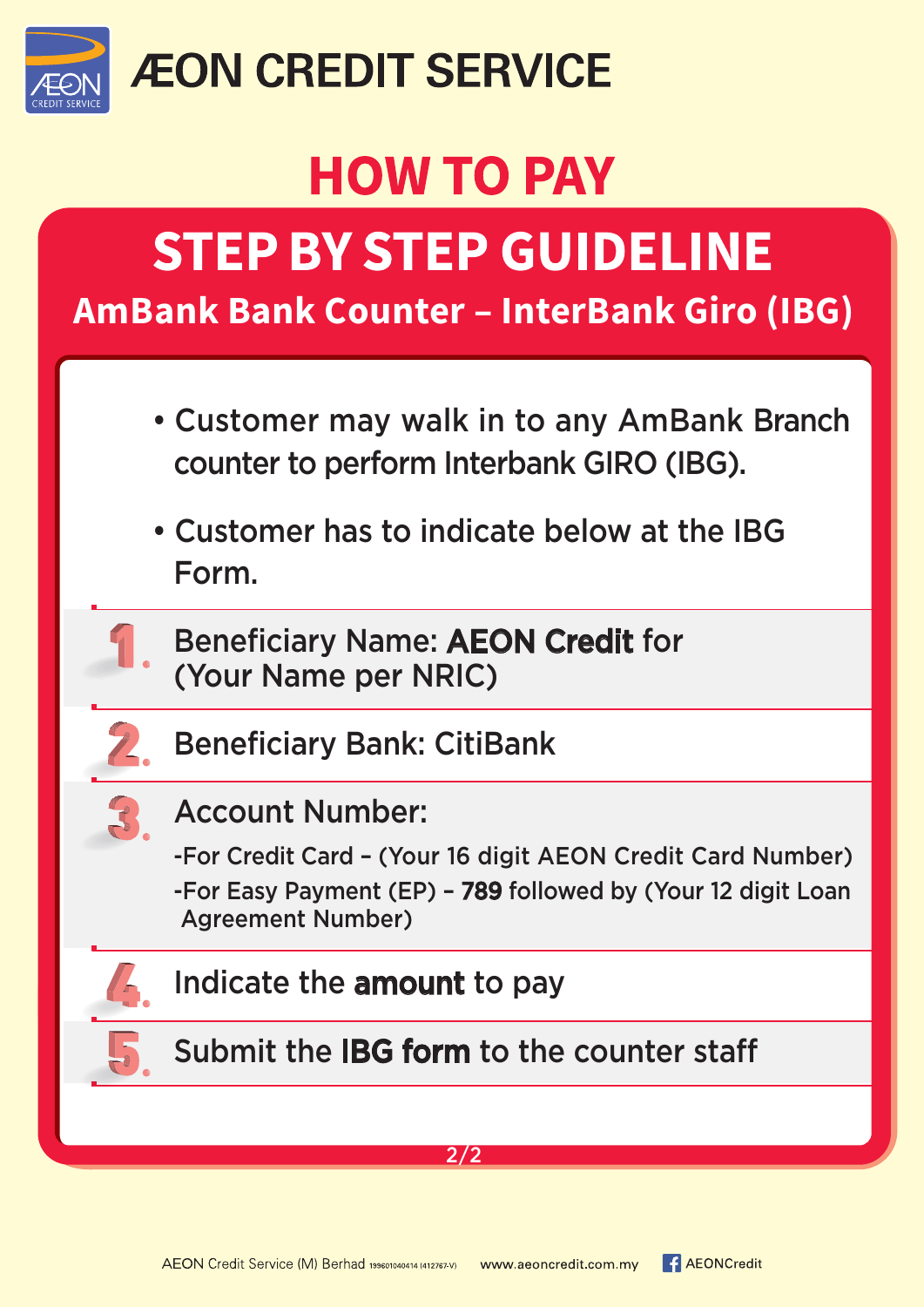ÆON CREDIT SERVICE

# HOW TO PAY

## STEP BY STEP GUIDELINE

### AmBank Bank Counter – InterBank Giro (IBG)

- Customer may walk in to any AmBank Branch counter to perform Interbank GIRO (IBG).
- Customer has to indicate below at the IBG Form.

1. Beneficiary Name: **AEON Credit** for (Your Name per NRIC)
2. Beneficiary Bank: CitiBank
3. Account Number:
   - -For Credit Card – (Your 16 digit AEON Credit Card Number)
   - -For Easy Payment (EP) – **789** followed by (Your 12 digit Loan Agreement Number)
4. Indicate the **amount** to pay
5. Submit the **IBG form** to the counter staff

AEON Credit Service (M) Berhad 199601040414 (412767-V) www.aeoncredit.com.my AEONCredit